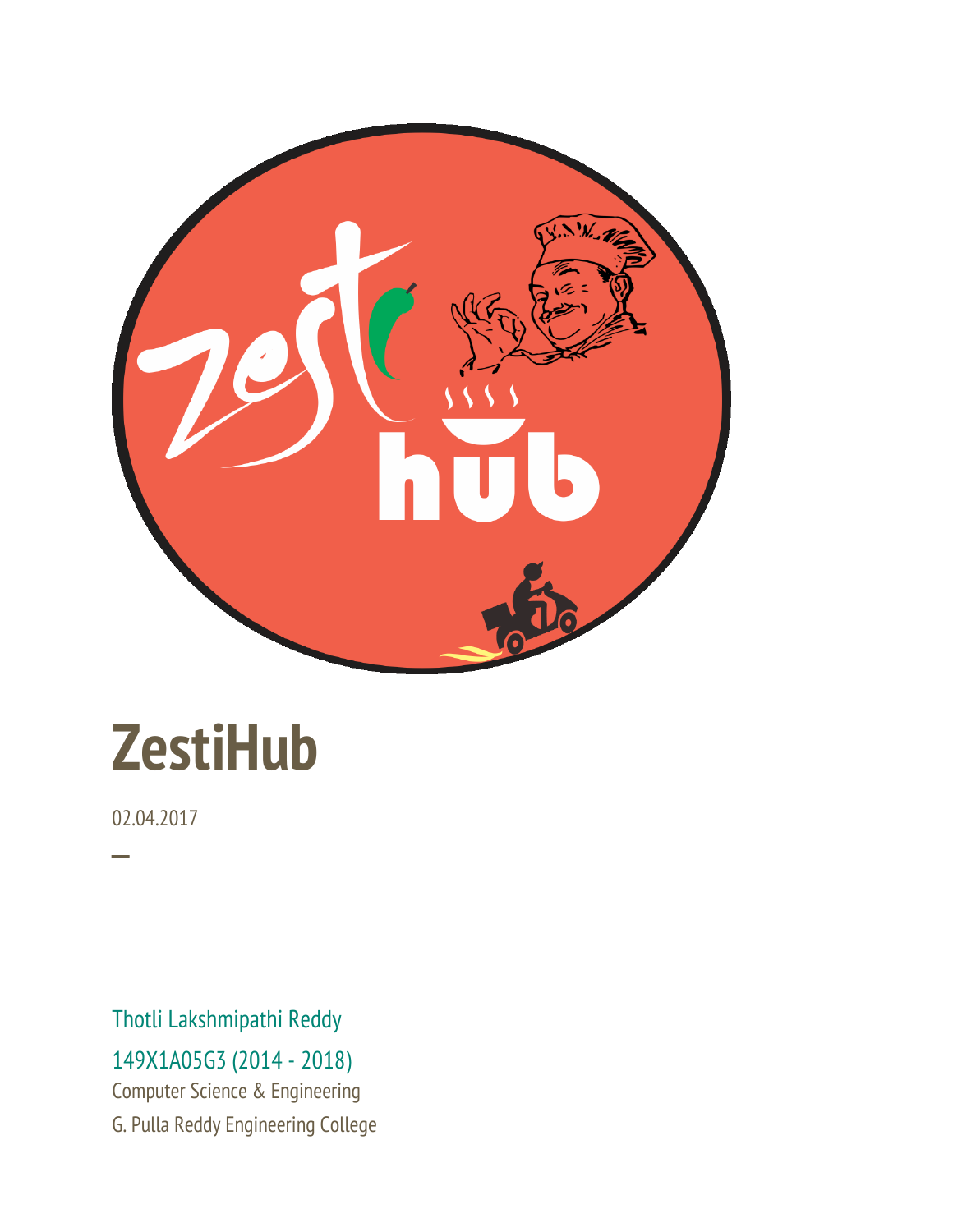# ZestiHub

02.04.2017

─

Thotli Lakshmipathi Reddy

149X1A05G3 (2014 - 2018)

Computer Science & Engineering

G. Pulla Reddy Engineering College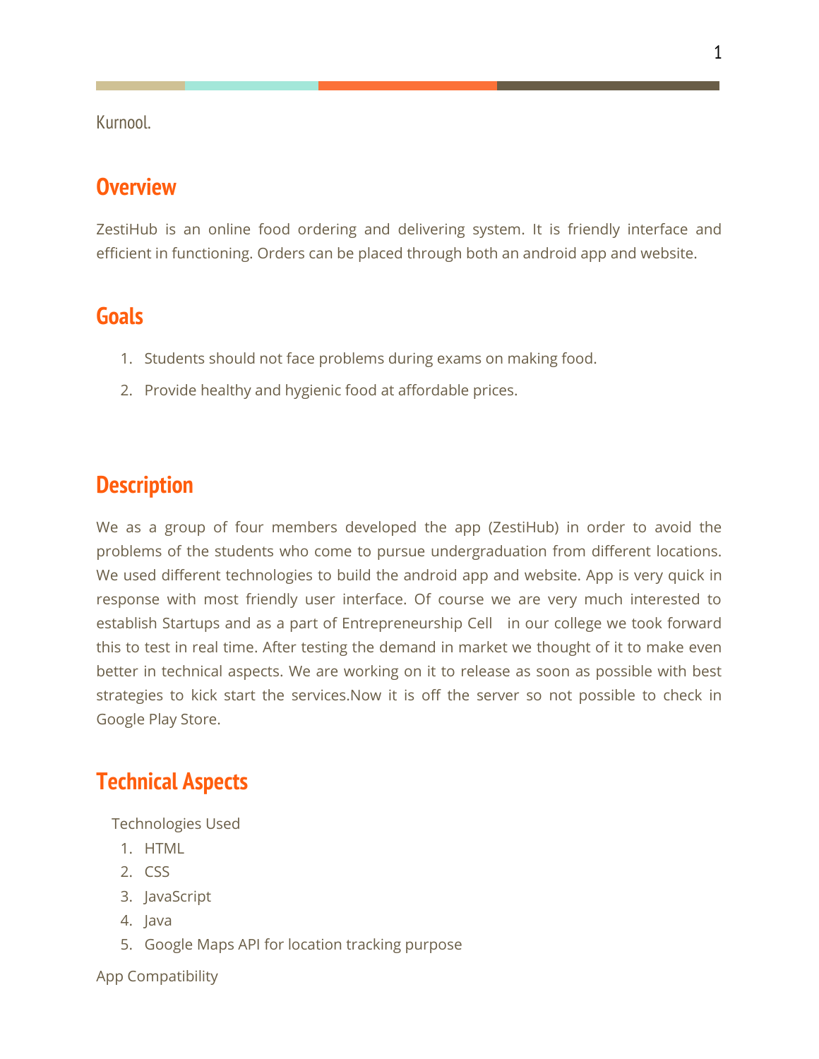Kurnool.

## Overview

ZestiHub is an online food ordering and delivering system. It is friendly interface and efficient in functioning. Orders can be placed through both an android app and website.

## Goals

1. Students should not face problems during exams on making food.
2. Provide healthy and hygienic food at affordable prices.

## Description

We as a group of four members developed the app (ZestiHub) in order to avoid the problems of the students who come to pursue undergraduation from different locations. We used different technologies to build the android app and website. App is very quick in response with most friendly user interface. Of course we are very much interested to establish Startups and as a part of Entrepreneurship Cell in our college we took forward this to test in real time. After testing the demand in market we thought of it to make even better in technical aspects. We are working on it to release as soon as possible with best strategies to kick start the services.Now it is off the server so not possible to check in Google Play Store.

## Technical Aspects

Technologies Used

1. HTML
2. CSS
3. JavaScript
4. Java
5. Google Maps API for location tracking purpose

App Compatibility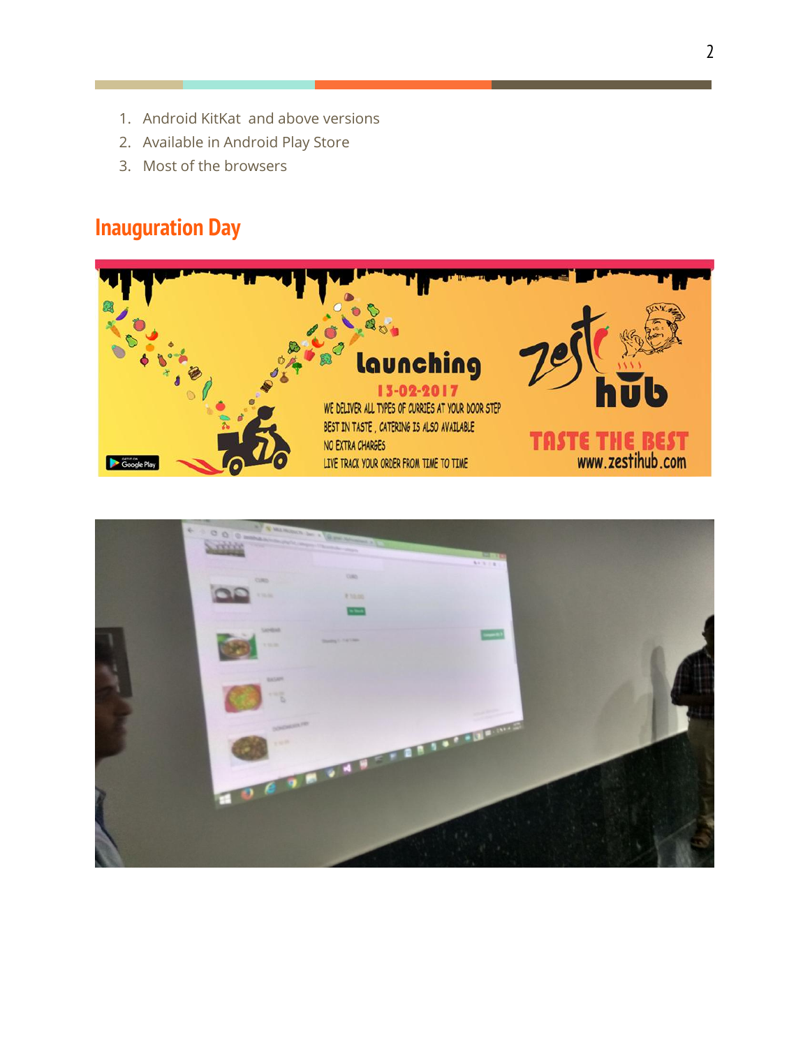1. Android KitKat  and above versions
2. Available in Android Play Store
3. Most of the browsers

## Inauguration Day